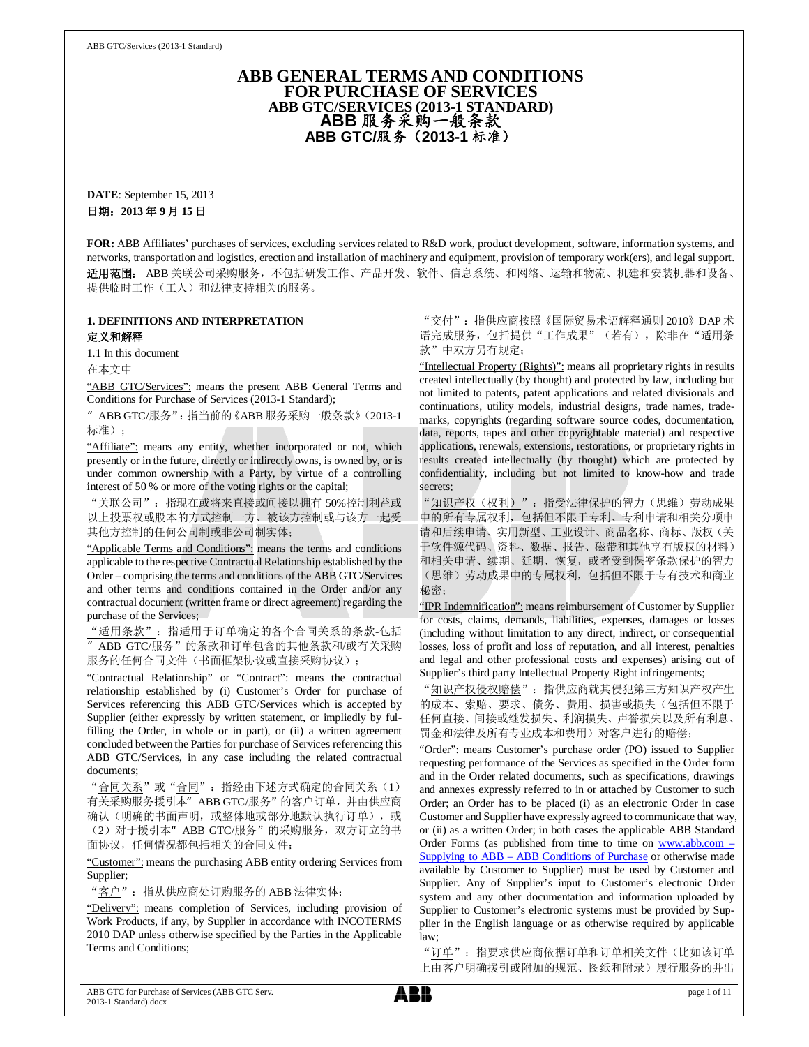# ABB GENERAL TERMS AND CONDITIONS FOR PURCHASE OF SERVICES
## ABB GTC/SERVICES (2013-1 STANDARD)
## ABB 服务采购一般条款
## ABB GTC/服务（2013-1 标准）

**DATE**: September 15, 2013
**日期：2013 年 9 月 15 日**

**FOR:** ABB Affiliates' purchases of services, excluding services related to R&D work, product development, software, information systems, and networks, transportation and logistics, erection and installation of machinery and equipment, provision of temporary work(ers), and legal support.
**适用范围：** ABB 关联公司采购服务，不包括研发工作、产品开发、软件、信息系统、和网络、运输和物流、机建和安装机器和设备、提供临时工作（工人）和法律支持相关的服务。

### 1. DEFINITIONS AND INTERPRETATION
### 定义和解释

1.1 In this document
在本文中

"ABB GTC/Services": means the present ABB General Terms and Conditions for Purchase of Services (2013-1 Standard);

"ABB GTC/服务"：指当前的《ABB 服务采购一般条款》（2013-1 标准）；

"Affiliate": means any entity, whether incorporated or not, which presently or in the future, directly or indirectly owns, is owned by, or is under common ownership with a Party, by virtue of a controlling interest of 50 % or more of the voting rights or the capital;

"关联公司"：指现在或将来直接或间接以拥有 50%控制利益或以上投票权或股本的方式控制一方、被该方控制或与该方一起受其他方控制的任何公司制或非公司制实体；

"Applicable Terms and Conditions": means the terms and conditions applicable to the respective Contractual Relationship established by the Order – comprising the terms and conditions of the ABB GTC/Services and other terms and conditions contained in the Order and/or any contractual document (written frame or direct agreement) regarding the purchase of the Services;

"适用条款"：指适用于订单确定的各个合同关系的条款-包括"ABB GTC/服务"的条款和订单包含的其他条款和/或有关采购服务的任何合同文件（书面框架协议或直接采购协议）；

"Contractual Relationship" or "Contract": means the contractual relationship established by (i) Customer's Order for purchase of Services referencing this ABB GTC/Services which is accepted by Supplier (either expressly by written statement, or impliedly by fulfilling the Order, in whole or in part), or (ii) a written agreement concluded between the Parties for purchase of Services referencing this ABB GTC/Services, in any case including the related contractual documents;

"合同关系"或"合同"：指经由下述方式确定的合同关系（1）有关采购服务援引本"ABB GTC/服务"的客户订单，并由供应商确认（明确的书面声明，或整体地或部分地默认执行订单），或（2）对于援引本"ABB GTC/服务"的采购服务，双方订立的书面协议，任何情况都包括相关的合同文件；

"Customer": means the purchasing ABB entity ordering Services from Supplier;

"客户"：指从供应商处订购服务的 ABB 法律实体；

"Delivery": means completion of Services, including provision of Work Products, if any, by Supplier in accordance with INCOTERMS 2010 DAP unless otherwise specified by the Parties in the Applicable Terms and Conditions;

"交付"：指供应商按照《国际贸易术语解释通则 2010》DAP 术语完成服务，包括提供"工作成果"（若有），除非在"适用条款"中双方另有规定；

"Intellectual Property (Rights)": means all proprietary rights in results created intellectually (by thought) and protected by law, including but not limited to patents, patent applications and related divisionals and continuations, utility models, industrial designs, trade names, trade-marks, copyrights (regarding software source codes, documentation, data, reports, tapes and other copyrightable material) and respective applications, renewals, extensions, restorations, or proprietary rights in results created intellectually (by thought) which are protected by confidentiality, including but not limited to know-how and trade secrets;

"知识产权（权利）"：指受法律保护的智力（思维）劳动成果中的所有专属权利，包括但不限于专利、专利申请和相关分项申请和后续申请、实用新型、工业设计、商品名称、商标、版权（关于软件源代码、资料、数据、报告、磁带和其他享有版权的材料）和相关申请、续期、延期、恢复，或者受到保密条款保护的智力（思维）劳动成果中的专属权利，包括但不限于专有技术和商业秘密；

"IPR Indemnification": means reimbursement of Customer by Supplier for costs, claims, demands, liabilities, expenses, damages or losses (including without limitation to any direct, indirect, or consequential losses, loss of profit and loss of reputation, and all interest, penalties and legal and other professional costs and expenses) arising out of Supplier's third party Intellectual Property Right infringements;

"知识产权侵权赔偿"：指供应商就其侵犯第三方知识产权产生的成本、索赔、要求、债务、费用、损害或损失（包括但不限于任何直接、间接或继发损失、利润损失、声誉损失以及所有利息、罚金和法律及所有专业成本和费用）对客户进行的赔偿；

"Order": means Customer's purchase order (PO) issued to Supplier requesting performance of the Services as specified in the Order form and in the Order related documents, such as specifications, drawings and annexes expressly referred to in or attached by Customer to such Order; an Order has to be placed (i) as an electronic Order in case Customer and Supplier have expressly agreed to communicate that way, or (ii) as a written Order; in both cases the applicable ABB Standard Order Forms (as published from time to time on www.abb.com – Supplying to ABB – ABB Conditions of Purchase or otherwise made available by Customer to Supplier) must be used by Customer and Supplier. Any of Supplier's input to Customer's electronic Order system and any other documentation and information uploaded by Supplier to Customer's electronic systems must be provided by Supplier in the English language or as otherwise required by applicable law;

"订单"：指要求供应商依据订单和订单相关文件（比如该订单上由客户明确援引或附加的规范、图纸和附录）履行服务的并出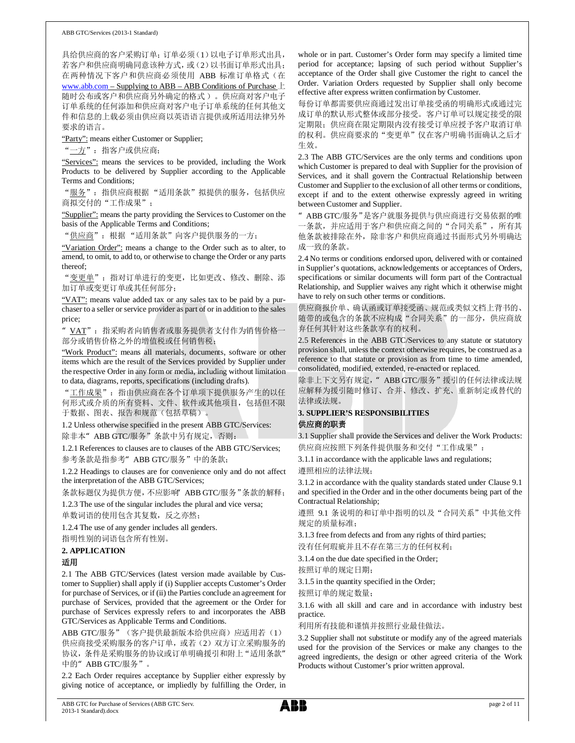具给供应商的客户采购订单；订单必须（1）以电子订单形式出具，若客户和供应商明确同意该种方式，或（2）以书面订单形式出具；在两种情况下客户和供应商必须使用 ABB 标准订单格式（在 www.abb.com – Supplying to ABB – ABB Conditions of Purchase 上随时公布或客户和供应商另外确定的格式）。供应商对客户电子订单系统的任何添加和供应商对客户电子订单系统的任何其他文件和信息的上载必须由供应商以英语语言提供或所适用法律另外要求的语言。

"Party": means either Customer or Supplier;

"一方"：指客户或供应商；

"Services": means the services to be provided, including the Work Products to be delivered by Supplier according to the Applicable Terms and Conditions;

"服务"：指供应商根据"适用条款"拟提供的服务，包括供应商拟交付的"工作成果"；

"Supplier": means the party providing the Services to Customer on the basis of the Applicable Terms and Conditions;

"供应商"：根据"适用条款"向客户提供服务的一方；

"Variation Order": means a change to the Order such as to alter, to amend, to omit, to add to, or otherwise to change the Order or any parts thereof;

"变更单"：指对订单进行的变更，比如更改、修改、删除、添加订单或变更订单或其任何部分；

"VAT": means value added tax or any sales tax to be paid by a purchaser to a seller or service provider as part of or in addition to the sales price;

"VAT"：指采购者向销售者或服务提供者支付作为销售价格一部分或销售价格之外的增值税或任何销售税；

"Work Product": means all materials, documents, software or other items which are the result of the Services provided by Supplier under the respective Order in any form or media, including without limitation to data, diagrams, reports, specifications (including drafts).

"工作成果"：指由供应商在各个订单项下提供服务产生的以任何形式或介质的所有资料、文件、软件或其他项目，包括但不限于数据、图表、报告和规范（包括草稿）。

1.2 Unless otherwise specified in the present ABB GTC/Services:

除非本"ABB GTC/服务"条款中另有规定，否则：

1.2.1 References to clauses are to clauses of the ABB GTC/Services;

参考条款是指参考"ABB GTC/服务"中的条款；

1.2.2 Headings to clauses are for convenience only and do not affect the interpretation of the ABB GTC/Services;

条款标题仅为提供方便，不应影响"ABB GTC/服务"条款的解释；

1.2.3 The use of the singular includes the plural and vice versa;

单数词语的使用包含其复数，反之亦然；

1.2.4 The use of any gender includes all genders.

指明性别的词语包含所有性别。

## 2. APPLICATION

## 适用

2.1 The ABB GTC/Services (latest version made available by Customer to Supplier) shall apply if (i) Supplier accepts Customer's Order for purchase of Services, or if (ii) the Parties conclude an agreement for purchase of Services, provided that the agreement or the Order for purchase of Services expressly refers to and incorporates the ABB GTC/Services as Applicable Terms and Conditions.

ABB GTC/服务"（客户提供最新版本给供应商）应适用若（1）供应商接受采购服务的客户订单，或若（2）双方订立采购服务的协议，条件是采购服务的协议或订单明确援引和附上"适用条款"中的"ABB GTC/服务"。

2.2 Each Order requires acceptance by Supplier either expressly by giving notice of acceptance, or impliedly by fulfilling the Order, in whole or in part. Customer's Order form may specify a limited time period for acceptance; lapsing of such period without Supplier's acceptance of the Order shall give Customer the right to cancel the Order. Variation Orders requested by Supplier shall only become effective after express written confirmation by Customer.

每份订单都需要供应商通过发出订单接受函的明确形式或通过完成订单的默认形式整体或部分接受。客户订单可以规定接受的限定期限；供应商在限定期限内没有接受订单应授予客户取消订单的权利。供应商要求的"变更单"仅在客户明确书面确认之后才生效。

2.3 The ABB GTC/Services are the only terms and conditions upon which Customer is prepared to deal with Supplier for the provision of Services, and it shall govern the Contractual Relationship between Customer and Supplier to the exclusion of all other terms or conditions, except if and to the extent otherwise expressly agreed in writing between Customer and Supplier.

"ABB GTC/服务"是客户就服务提供与供应商进行交易依据的唯一条款，并应适用于客户和供应商之间的"合同关系"，所有其他条款被排除在外，除非客户和供应商通过书面形式另外明确达成一致的条款。

2.4 No terms or conditions endorsed upon, delivered with or contained in Supplier's quotations, acknowledgements or acceptances of Orders, specifications or similar documents will form part of the Contractual Relationship, and Supplier waives any right which it otherwise might have to rely on such other terms or conditions.

供应商报价单、确认函或订单接受函、规范或类似文档上背书的、随带的或包含的条款不应构成"合同关系"的一部分，供应商放弃任何其针对这些条款享有的权利。

2.5 References in the ABB GTC/Services to any statute or statutory provision shall, unless the context otherwise requires, be construed as a reference to that statute or provision as from time to time amended, consolidated, modified, extended, re-enacted or replaced.

除非上下文另有规定，"ABB GTC/服务"援引的任何法律或法规应解释为援引随时修订、合并、修改、扩充、重新制定或替代的法律或法规。

## 3. SUPPLIER'S RESPONSIBILITIES

## 供应商的职责

3.1 Supplier shall provide the Services and deliver the Work Products:

供应商应按照下列条件提供服务和交付"工作成果"：

3.1.1 in accordance with the applicable laws and regulations;

遵照相应的法律法规；

3.1.2 in accordance with the quality standards stated under Clause 9.1 and specified in the Order and in the other documents being part of the Contractual Relationship;

遵照 9.1 条说明的和订单中指明的以及"合同关系"中其他文件规定的质量标准；

3.1.3 free from defects and from any rights of third parties;

没有任何瑕疵并且不存在第三方的任何权利；

3.1.4 on the due date specified in the Order;

按照订单的规定日期；

3.1.5 in the quantity specified in the Order;

按照订单的规定数量；

3.1.6 with all skill and care and in accordance with industry best practice.

利用所有技能和谨慎并按照行业最佳做法。

3.2 Supplier shall not substitute or modify any of the agreed materials used for the provision of the Services or make any changes to the agreed ingredients, the design or other agreed criteria of the Work Products without Customer's prior written approval.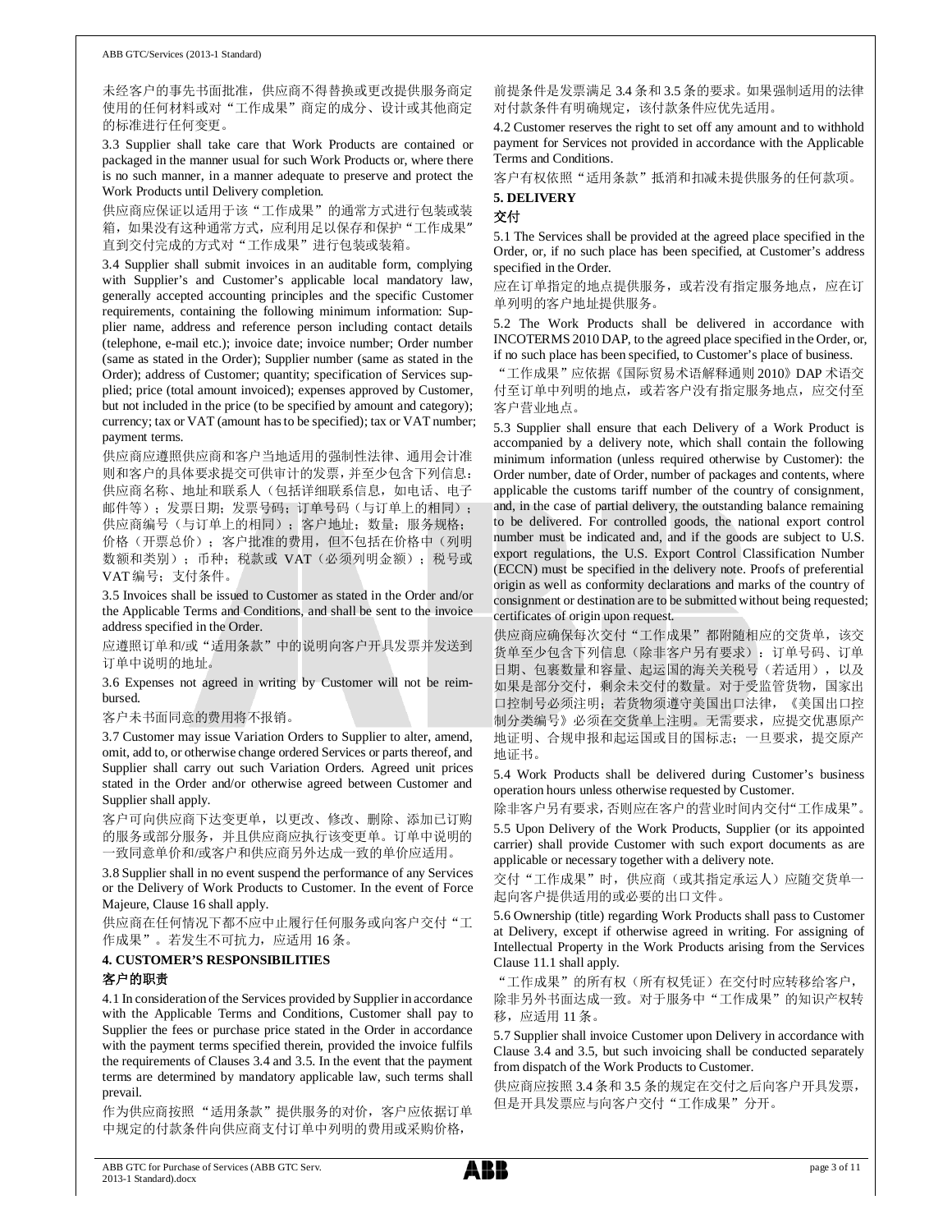未经客户的事先书面批准，供应商不得替换或更改提供服务商定使用的任何材料或对“工作成果”商定的成分、设计或其他商定的标准进行任何变更。

3.3 Supplier shall take care that Work Products are contained or packaged in the manner usual for such Work Products or, where there is no such manner, in a manner adequate to preserve and protect the Work Products until Delivery completion.

供应商应保证以适用于该“工作成果”的通常方式进行包装或装箱，如果没有这种通常方式，应利用足以保存和保护“工作成果”直到交付完成的方式对“工作成果”进行包装或装箱。

3.4 Supplier shall submit invoices in an auditable form, complying with Supplier's and Customer's applicable local mandatory law, generally accepted accounting principles and the specific Customer requirements, containing the following minimum information: Supplier name, address and reference person including contact details (telephone, e-mail etc.); invoice date; invoice number; Order number (same as stated in the Order); Supplier number (same as stated in the Order); address of Customer; quantity; specification of Services supplied; price (total amount invoiced); expenses approved by Customer, but not included in the price (to be specified by amount and category); currency; tax or VAT (amount has to be specified); tax or VAT number; payment terms.

供应商应遵照供应商和客户当地适用的强制性法律、通用会计准则和客户的具体要求提交可供审计的发票，并至少包含下列信息：供应商名称、地址和联系人（包括详细联系信息，如电话、电子邮件等）；发票日期；发票号码；订单号码（与订单上的相同）；供应商编号（与订单上的相同）；客户地址；数量；服务规格；价格（开票总价）；客户批准的费用，但不包括在价格中（列明数额和类别）；币种；税款或 VAT（必须列明金额）；税号或 VAT 编号；支付条件。

3.5 Invoices shall be issued to Customer as stated in the Order and/or the Applicable Terms and Conditions, and shall be sent to the invoice address specified in the Order.

应遵照订单和/或“适用条款”中的说明向客户开具发票并发送到订单中说明的地址。

3.6 Expenses not agreed in writing by Customer will not be reimbursed.

客户未书面同意的费用将不报销。

3.7 Customer may issue Variation Orders to Supplier to alter, amend, omit, add to, or otherwise change ordered Services or parts thereof, and Supplier shall carry out such Variation Orders. Agreed unit prices stated in the Order and/or otherwise agreed between Customer and Supplier shall apply.

客户可向供应商下达变更单，以更改、修改、删除、添加已订购的服务或部分服务，并且供应商应执行该变更单。订单中说明的一致同意单价和/或客户和供应商另外达成一致的单价应适用。

3.8 Supplier shall in no event suspend the performance of any Services or the Delivery of Work Products to Customer. In the event of Force Majeure, Clause 16 shall apply.

供应商在任何情况下都不应中止履行任何服务或向客户交付“工作成果”。若发生不可抗力，应适用 16 条。

## 4. CUSTOMER'S RESPONSIBILITIES

## 客户的职责

4.1 In consideration of the Services provided by Supplier in accordance with the Applicable Terms and Conditions, Customer shall pay to Supplier the fees or purchase price stated in the Order in accordance with the payment terms specified therein, provided the invoice fulfils the requirements of Clauses 3.4 and 3.5. In the event that the payment terms are determined by mandatory applicable law, such terms shall prevail.

作为供应商按照“适用条款”提供服务的对价，客户应依据订单中规定的付款条件向供应商支付订单中列明的费用或采购价格，前提条件是发票满足 3.4 条和 3.5 条的要求。如果强制适用的法律对付款条件有明确规定，该付款条件应优先适用。

4.2 Customer reserves the right to set off any amount and to withhold payment for Services not provided in accordance with the Applicable Terms and Conditions.

客户有权依照“适用条款”抵消和扣减未提供服务的任何款项。

## 5. DELIVERY

## 交付

5.1 The Services shall be provided at the agreed place specified in the Order, or, if no such place has been specified, at Customer's address specified in the Order.

应在订单指定的地点提供服务，或若没有指定服务地点，应在订单列明的客户地址提供服务。

5.2 The Work Products shall be delivered in accordance with INCOTERMS 2010 DAP, to the agreed place specified in the Order, or, if no such place has been specified, to Customer's place of business.

“工作成果”应依据《国际贸易术语解释通则 2010》DAP 术语交付至订单中列明的地点，或若客户没有指定服务地点，应交付至客户营业地点。

5.3 Supplier shall ensure that each Delivery of a Work Product is accompanied by a delivery note, which shall contain the following minimum information (unless required otherwise by Customer): the Order number, date of Order, number of packages and contents, where applicable the customs tariff number of the country of consignment, and, in the case of partial delivery, the outstanding balance remaining to be delivered. For controlled goods, the national export control number must be indicated and, and if the goods are subject to U.S. export regulations, the U.S. Export Control Classification Number (ECCN) must be specified in the delivery note. Proofs of preferential origin as well as conformity declarations and marks of the country of consignment or destination are to be submitted without being requested; certificates of origin upon request.

供应商应确保每次交付“工作成果”都附随相应的交货单，该交货单至少包含下列信息（除非客户另有要求）：订单号码、订单日期、包裹数量和容量、起运国的海关关税号（若适用），以及如果是部分交付，剩余未交付的数量。对于受监管货物，国家出口控制号必须注明；若货物须遵守美国出口法律，《美国出口控制分类编号》必须在交货单上注明。无需要求，应提交优惠原产地证明、合规申报和起运国或目的国标志；一旦要求，提交原产地证书。

5.4 Work Products shall be delivered during Customer's business operation hours unless otherwise requested by Customer.

除非客户另有要求，否则应在客户的营业时间内交付“工作成果”。

5.5 Upon Delivery of the Work Products, Supplier (or its appointed carrier) shall provide Customer with such export documents as are applicable or necessary together with a delivery note.

交付“工作成果”时，供应商（或其指定承运人）应随交货单一起向客户提供适用的或必要的出口文件。

5.6 Ownership (title) regarding Work Products shall pass to Customer at Delivery, except if otherwise agreed in writing. For assigning of Intellectual Property in the Work Products arising from the Services Clause 11.1 shall apply.

“工作成果”的所有权（所有权凭证）在交付时应转移给客户，除非另外书面达成一致。对于服务中“工作成果”的知识产权转移，应适用 11 条。

5.7 Supplier shall invoice Customer upon Delivery in accordance with Clause 3.4 and 3.5, but such invoicing shall be conducted separately from dispatch of the Work Products to Customer.

供应商应按照 3.4 条和 3.5 条的规定在交付之后向客户开具发票，但是开具发票应与向客户交付“工作成果”分开。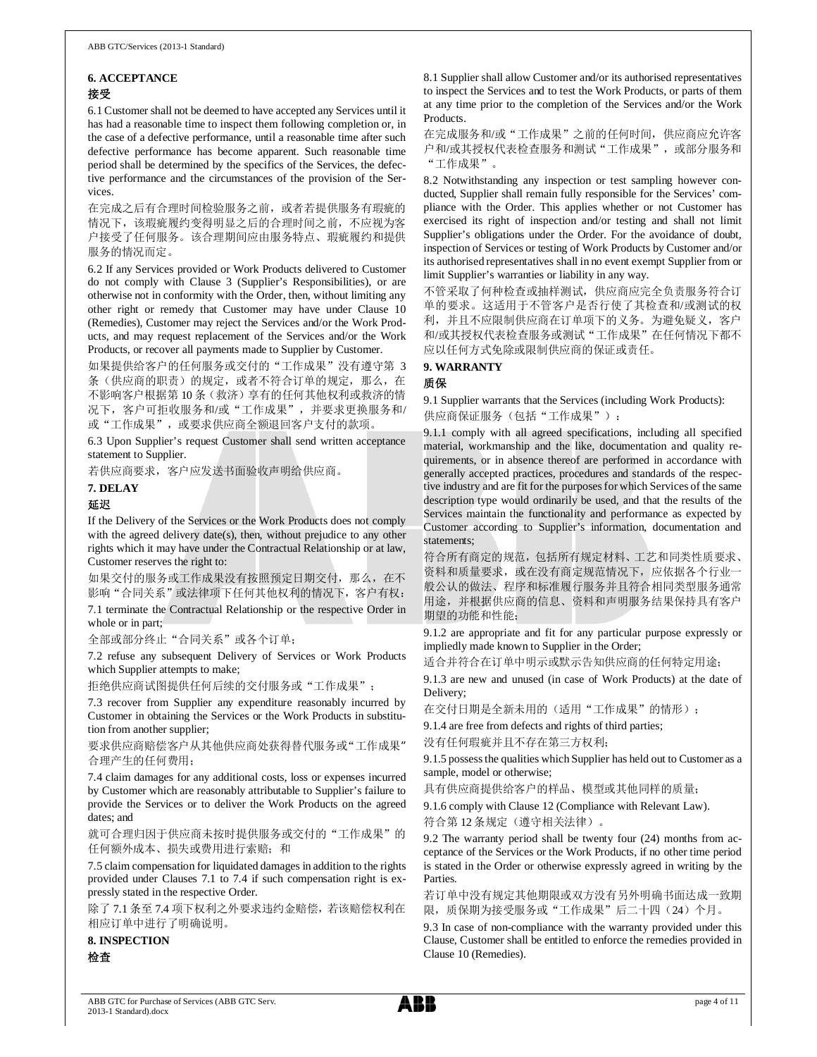## 6. ACCEPTANCE

## 接受

6.1 Customer shall not be deemed to have accepted any Services until it has had a reasonable time to inspect them following completion or, in the case of a defective performance, until a reasonable time after such defective performance has become apparent. Such reasonable time period shall be determined by the specifics of the Services, the defective performance and the circumstances of the provision of the Services.

在完成之后有合理时间检验服务之前，或者若提供服务有瑕疵的情况下，该瑕疵履约变得明显之后的合理时间之前，不应视为客户接受了任何服务。该合理期间应由服务特点、瑕疵履约和提供服务的情况而定。

6.2 If any Services provided or Work Products delivered to Customer do not comply with Clause 3 (Supplier's Responsibilities), or are otherwise not in conformity with the Order, then, without limiting any other right or remedy that Customer may have under Clause 10 (Remedies), Customer may reject the Services and/or the Work Products, and may request replacement of the Services and/or the Work Products, or recover all payments made to Supplier by Customer.

如果提供给客户的任何服务或交付的"工作成果"没有遵守第 3 条（供应商的职责）的规定，或者不符合订单的规定，那么，在不影响客户根据第 10 条（救济）享有的任何其他权利或救济的情况下，客户可拒收服务和/或"工作成果"，并要求更换服务和/或"工作成果"，或要求供应商全额退回客户支付的款项。

6.3 Upon Supplier's request Customer shall send written acceptance statement to Supplier.

若供应商要求，客户应发送书面验收声明给供应商。

## 7. DELAY

## 延迟

If the Delivery of the Services or the Work Products does not comply with the agreed delivery date(s), then, without prejudice to any other rights which it may have under the Contractual Relationship or at law, Customer reserves the right to:

如果交付的服务或工作成果没有按照预定日期交付，那么，在不影响"合同关系"或法律项下任何其他权利的情况下，客户有权：

7.1 terminate the Contractual Relationship or the respective Order in whole or in part;

全部或部分终止"合同关系"或各个订单；

7.2 refuse any subsequent Delivery of Services or Work Products which Supplier attempts to make;

拒绝供应商试图提供任何后续的交付服务或"工作成果"；

7.3 recover from Supplier any expenditure reasonably incurred by Customer in obtaining the Services or the Work Products in substitution from another supplier;

要求供应商赔偿客户从其他供应商处获得替代服务或"工作成果"合理产生的任何费用；

7.4 claim damages for any additional costs, loss or expenses incurred by Customer which are reasonably attributable to Supplier's failure to provide the Services or to deliver the Work Products on the agreed dates; and

就可合理归因于供应商未按时提供服务或交付的"工作成果"的任何额外成本、损失或费用进行索赔；和

7.5 claim compensation for liquidated damages in addition to the rights provided under Clauses 7.1 to 7.4 if such compensation right is expressly stated in the respective Order.

除了 7.1 条至 7.4 项下权利之外要求违约金赔偿，若该赔偿权利在相应订单中进行了明确说明。

## 8. INSPECTION

## 检查

8.1 Supplier shall allow Customer and/or its authorised representatives to inspect the Services and to test the Work Products, or parts of them at any time prior to the completion of the Services and/or the Work Products.

在完成服务和/或"工作成果"之前的任何时间，供应商应允许客户和/或其授权代表检查服务和测试"工作成果"，或部分服务和"工作成果"。

8.2 Notwithstanding any inspection or test sampling however conducted, Supplier shall remain fully responsible for the Services' compliance with the Order. This applies whether or not Customer has exercised its right of inspection and/or testing and shall not limit Supplier's obligations under the Order. For the avoidance of doubt, inspection of Services or testing of Work Products by Customer and/or its authorised representatives shall in no event exempt Supplier from or limit Supplier's warranties or liability in any way.

不管采取了何种检查或抽样测试，供应商应完全负责服务符合订单的要求。这适用于不管客户是否行使了其检查和/或测试的权利，并且不应限制供应商在订单项下的义务。为避免疑义，客户和/或其授权代表检查服务或测试"工作成果"在任何情况下都不应以任何方式免除或限制供应商的保证或责任。

## 9. WARRANTY

## 质保

9.1 Supplier warrants that the Services (including Work Products):

供应商保证服务（包括"工作成果"）：

9.1.1 comply with all agreed specifications, including all specified material, workmanship and the like, documentation and quality requirements, or in absence thereof are performed in accordance with generally accepted practices, procedures and standards of the respective industry and are fit for the purposes for which Services of the same description type would ordinarily be used, and that the results of the Services maintain the functionality and performance as expected by Customer according to Supplier's information, documentation and statements;

符合所有商定的规范，包括所有规定材料、工艺和同类性质要求、资料和质量要求，或在没有商定规范情况下，应依据各个行业一般公认的做法、程序和标准履行服务并且符合相同类型服务通常用途，并根据供应商的信息、资料和声明服务结果保持具有客户期望的功能和性能；

9.1.2 are appropriate and fit for any particular purpose expressly or impliedly made known to Supplier in the Order;

适合并符合在订单中明示或默示告知供应商的任何特定用途；

9.1.3 are new and unused (in case of Work Products) at the date of Delivery;

在交付日期是全新未用的（适用"工作成果"的情形）；

9.1.4 are free from defects and rights of third parties;

没有任何瑕疵并且不存在第三方权利；

9.1.5 possess the qualities which Supplier has held out to Customer as a sample, model or otherwise;

具有供应商提供给客户的样品、模型或其他同样的质量；

9.1.6 comply with Clause 12 (Compliance with Relevant Law).

符合第 12 条规定（遵守相关法律）。

9.2 The warranty period shall be twenty four (24) months from acceptance of the Services or the Work Products, if no other time period is stated in the Order or otherwise expressly agreed in writing by the Parties.

若订单中没有规定其他期限或双方没有另外明确书面达成一致期限，质保期为接受服务或"工作成果"后二十四（24）个月。

9.3 In case of non-compliance with the warranty provided under this Clause, Customer shall be entitled to enforce the remedies provided in Clause 10 (Remedies).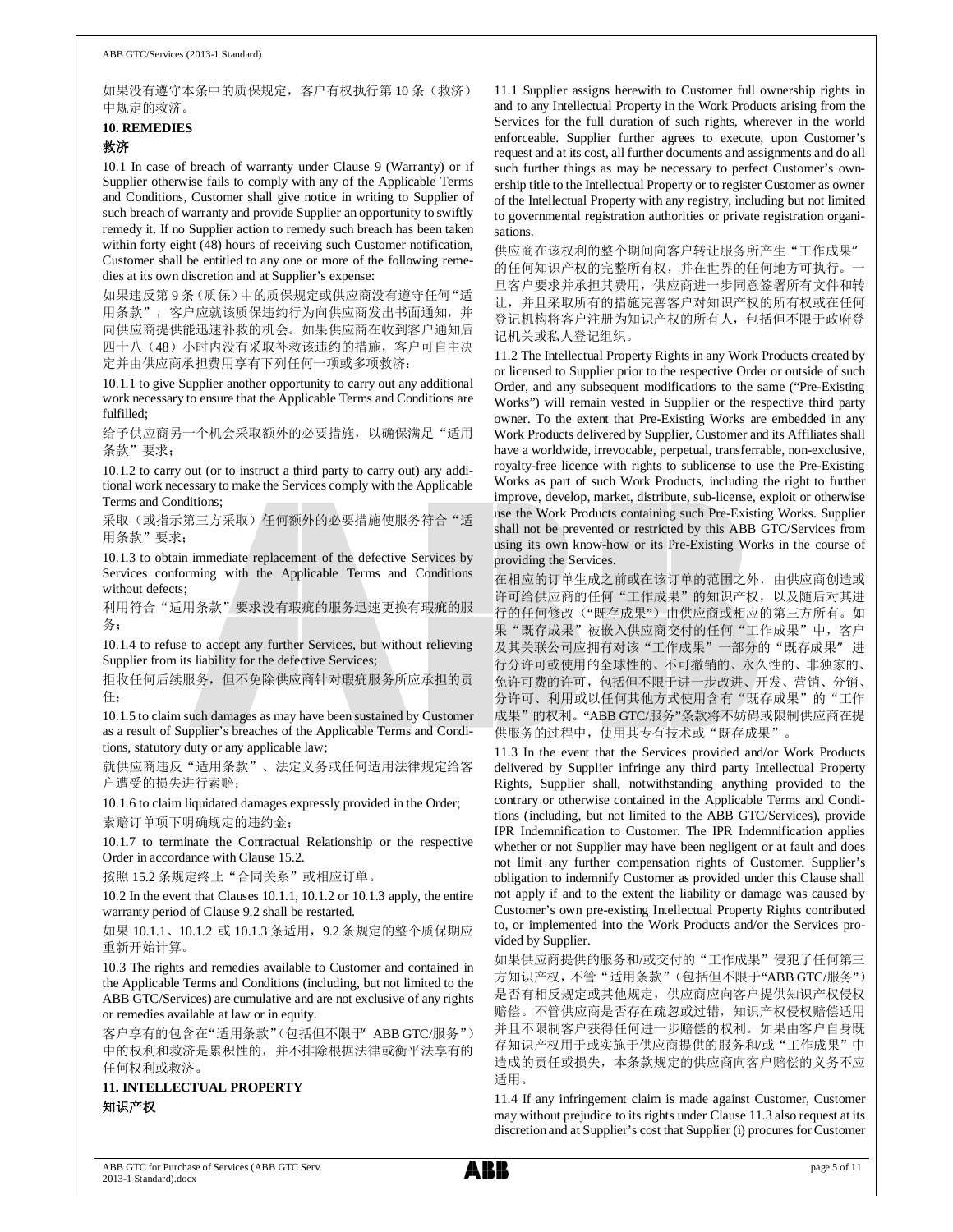如果没有遵守本条中的质保规定，客户有权执行第 10 条（救济）中规定的救济。

**10. REMEDIES**

**救济**

10.1 In case of breach of warranty under Clause 9 (Warranty) or if Supplier otherwise fails to comply with any of the Applicable Terms and Conditions, Customer shall give notice in writing to Supplier of such breach of warranty and provide Supplier an opportunity to swiftly remedy it. If no Supplier action to remedy such breach has been taken within forty eight (48) hours of receiving such Customer notification, Customer shall be entitled to any one or more of the following remedies at its own discretion and at Supplier's expense:

如果违反第 9 条（质保）中的质保规定或供应商没有遵守任何"适用条款"，客户应就该质保违约行为向供应商发出书面通知，并向供应商提供能迅速补救的机会。如果供应商在收到客户通知后四十八（48）小时内没有采取补救该违约的措施，客户可自主决定并由供应商承担费用享有下列任何一项或多项救济：

10.1.1 to give Supplier another opportunity to carry out any additional work necessary to ensure that the Applicable Terms and Conditions are fulfilled;

给予供应商另一个机会采取额外的必要措施，以确保满足"适用条款"要求；

10.1.2 to carry out (or to instruct a third party to carry out) any additional work necessary to make the Services comply with the Applicable Terms and Conditions;

采取（或指示第三方采取）任何额外的必要措施使服务符合"适用条款"要求；

10.1.3 to obtain immediate replacement of the defective Services by Services conforming with the Applicable Terms and Conditions without defects;

利用符合"适用条款"要求没有瑕疵的服务迅速更换有瑕疵的服务；

10.1.4 to refuse to accept any further Services, but without relieving Supplier from its liability for the defective Services;

拒收任何后续服务，但不免除供应商针对瑕疵服务所应承担的责任；

10.1.5 to claim such damages as may have been sustained by Customer as a result of Supplier's breaches of the Applicable Terms and Conditions, statutory duty or any applicable law;

就供应商违反"适用条款"、法定义务或任何适用法律规定给客户遭受的损失进行索赔；

10.1.6 to claim liquidated damages expressly provided in the Order;

索赔订单项下明确规定的违约金；

10.1.7 to terminate the Contractual Relationship or the respective Order in accordance with Clause 15.2.

按照 15.2 条规定终止"合同关系"或相应订单。

10.2 In the event that Clauses 10.1.1, 10.1.2 or 10.1.3 apply, the entire warranty period of Clause 9.2 shall be restarted.

如果 10.1.1、10.1.2 或 10.1.3 条适用，9.2 条规定的整个质保期应重新开始计算。

10.3 The rights and remedies available to Customer and contained in the Applicable Terms and Conditions (including, but not limited to the ABB GTC/Services) are cumulative and are not exclusive of any rights or remedies available at law or in equity.

客户享有的包含在"适用条款"（包括但不限于"ABB GTC/服务"）中的权利和救济是累积性的，并不排除根据法律或衡平法享有的任何权利或救济。

**11. INTELLECTUAL PROPERTY**

**知识产权**

11.1 Supplier assigns herewith to Customer full ownership rights in and to any Intellectual Property in the Work Products arising from the Services for the full duration of such rights, wherever in the world enforceable. Supplier further agrees to execute, upon Customer's request and at its cost, all further documents and assignments and do all such further things as may be necessary to perfect Customer's ownership title to the Intellectual Property or to register Customer as owner of the Intellectual Property with any registry, including but not limited to governmental registration authorities or private registration organisations.

供应商在该权利的整个期间向客户转让服务所产生"工作成果"的任何知识产权的完整所有权，并在世界的任何地方可执行。一旦客户要求并承担其费用，供应商进一步同意签署所有文件和转让，并且采取所有的措施完善客户对知识产权的所有权或在任何登记机构将客户注册为知识产权的所有人，包括但不限于政府登记机关或私人登记组织。

11.2 The Intellectual Property Rights in any Work Products created by or licensed to Supplier prior to the respective Order or outside of such Order, and any subsequent modifications to the same ("Pre-Existing Works") will remain vested in Supplier or the respective third party owner. To the extent that Pre-Existing Works are embedded in any Work Products delivered by Supplier, Customer and its Affiliates shall have a worldwide, irrevocable, perpetual, transferrable, non-exclusive, royalty-free licence with rights to sublicense to use the Pre-Existing Works as part of such Work Products, including the right to further improve, develop, market, distribute, sub-license, exploit or otherwise use the Work Products containing such Pre-Existing Works. Supplier shall not be prevented or restricted by this ABB GTC/Services from using its own know-how or its Pre-Existing Works in the course of providing the Services.

在相应的订单生成之前或在该订单的范围之外，由供应商创造或许可给供应商的任何"工作成果"的知识产权，以及随后对其进行的任何修改（"既存成果"）由供应商或相应的第三方所有。如果"既存成果"被嵌入供应商交付的任何"工作成果"中，客户及其关联公司应拥有对该"工作成果"一部分的"既存成果"进行分许可或使用的全球性的、不可撤销的、永久性的、非独家的、免许可费的许可，包括但不限于进一步改进、开发、营销、分销、分许可、利用或以任何其他方式使用含有"既存成果"的"工作成果"的权利。"ABB GTC/服务"条款将不妨碍或限制供应商在提供服务的过程中，使用其专有技术或"既存成果"。

11.3 In the event that the Services provided and/or Work Products delivered by Supplier infringe any third party Intellectual Property Rights, Supplier shall, notwithstanding anything provided to the contrary or otherwise contained in the Applicable Terms and Conditions (including, but not limited to the ABB GTC/Services), provide IPR Indemnification to Customer. The IPR Indemnification applies whether or not Supplier may have been negligent or at fault and does not limit any further compensation rights of Customer. Supplier's obligation to indemnify Customer as provided under this Clause shall not apply if and to the extent the liability or damage was caused by Customer's own pre-existing Intellectual Property Rights contributed to, or implemented into the Work Products and/or the Services provided by Supplier.

如果供应商提供的服务和/或交付的"工作成果"侵犯了任何第三方知识产权，不管"适用条款"（包括但不限于"ABB GTC/服务"）是否有相反规定或其他规定，供应商应向客户提供知识产权侵权赔偿。不管供应商是否存在疏忽或过错，知识产权侵权赔偿适用并且不限制客户获得任何进一步赔偿的权利。如果由客户自身既存知识产权用于或实施于供应商提供的服务和/或"工作成果"中造成的责任或损失，本条款规定的供应商向客户赔偿的义务不应适用。

11.4 If any infringement claim is made against Customer, Customer may without prejudice to its rights under Clause 11.3 also request at its discretion and at Supplier's cost that Supplier (i) procures for Customer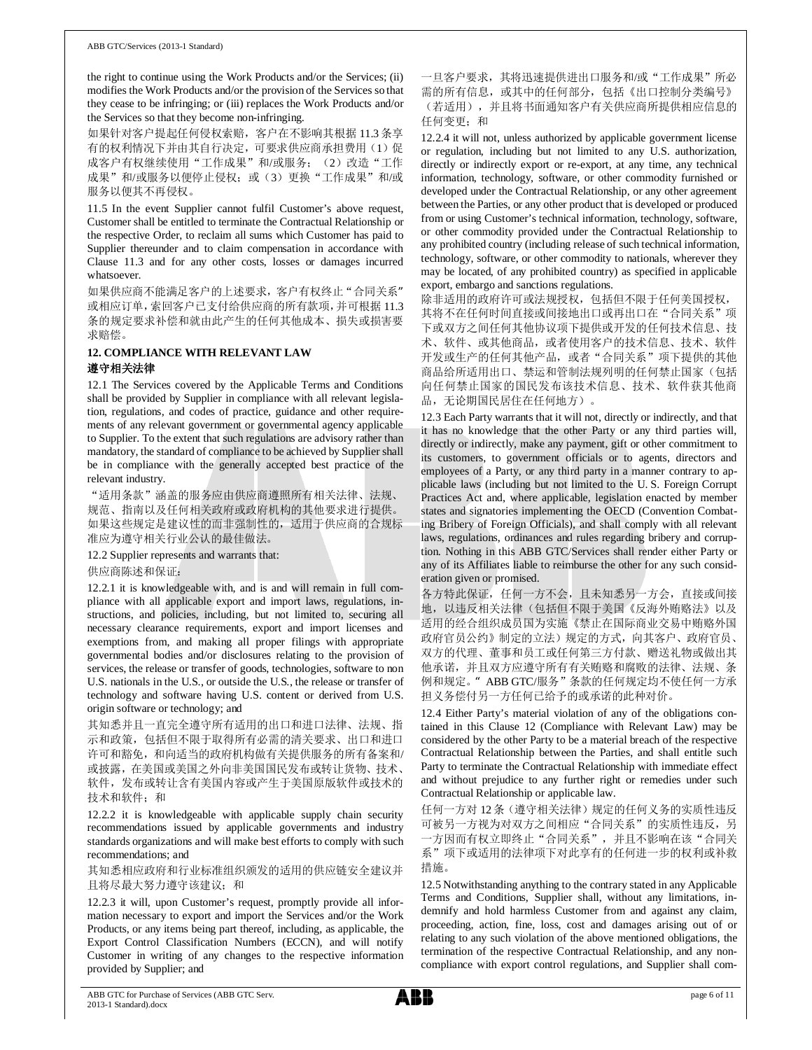the right to continue using the Work Products and/or the Services; (ii) modifies the Work Products and/or the provision of the Services so that they cease to be infringing; or (iii) replaces the Work Products and/or the Services so that they become non-infringing.

如果针对客户提起任何侵权索赔，客户在不影响其根据 11.3 条享有的权利情况下并由其自行决定，可要求供应商承担费用（1）促成客户有权继续使用"工作成果"和/或服务；（2）改造"工作成果"和/或服务以便停止侵权；或（3）更换"工作成果"和/或服务以便其不再侵权。

11.5 In the event Supplier cannot fulfil Customer's above request, Customer shall be entitled to terminate the Contractual Relationship or the respective Order, to reclaim all sums which Customer has paid to Supplier thereunder and to claim compensation in accordance with Clause 11.3 and for any other costs, losses or damages incurred whatsoever.

如果供应商不能满足客户的上述要求，客户有权终止"合同关系"或相应订单，索回客户已支付给供应商的所有款项，并可根据 11.3 条的规定要求补偿和就由此产生的任何其他成本、损失或损害要求赔偿。

**12. COMPLIANCE WITH RELEVANT LAW**
**遵守相关法律**

12.1 The Services covered by the Applicable Terms and Conditions shall be provided by Supplier in compliance with all relevant legislation, regulations, and codes of practice, guidance and other requirements of any relevant government or governmental agency applicable to Supplier. To the extent that such regulations are advisory rather than mandatory, the standard of compliance to be achieved by Supplier shall be in compliance with the generally accepted best practice of the relevant industry.

"适用条款"涵盖的服务应由供应商遵照所有相关法律、法规、规范、指南以及任何相关政府或政府机构的其他要求进行提供。如果这些规定是建议性的而非强制性的，适用于供应商的合规标准应为遵守相关行业公认的最佳做法。

12.2 Supplier represents and warrants that:

供应商陈述和保证：

12.2.1 it is knowledgeable with, and is and will remain in full compliance with all applicable export and import laws, regulations, instructions, and policies, including, but not limited to, securing all necessary clearance requirements, export and import licenses and exemptions from, and making all proper filings with appropriate governmental bodies and/or disclosures relating to the provision of services, the release or transfer of goods, technologies, software to non U.S. nationals in the U.S., or outside the U.S., the release or transfer of technology and software having U.S. content or derived from U.S. origin software or technology; and

其知悉并且一直完全遵守所有适用的出口和进口法律、法规、指示和政策，包括但不限于取得所有必需的清关要求、出口和进口许可和豁免，和向适当的政府机构做有关提供服务的所有备案和/或披露，在美国或美国之外向非美国国民发布或转让货物、技术、软件，发布或转让含有美国内容或产生于美国原版软件或技术的技术和软件；和

12.2.2 it is knowledgeable with applicable supply chain security recommendations issued by applicable governments and industry standards organizations and will make best efforts to comply with such recommendations; and

其知悉相应政府和行业标准组织颁发的适用的供应链安全建议并且将尽最大努力遵守该建议；和

12.2.3 it will, upon Customer's request, promptly provide all information necessary to export and import the Services and/or the Work Products, or any items being part thereof, including, as applicable, the Export Control Classification Numbers (ECCN), and will notify Customer in writing of any changes to the respective information provided by Supplier; and

一旦客户要求，其将迅速提供进出口服务和/或"工作成果"所必需的所有信息，或其中的任何部分，包括《出口控制分类编号》（若适用），并且将书面通知客户有关供应商所提供相应信息的任何变更；和

12.2.4 it will not, unless authorized by applicable government license or regulation, including but not limited to any U.S. authorization, directly or indirectly export or re-export, at any time, any technical information, technology, software, or other commodity furnished or developed under the Contractual Relationship, or any other agreement between the Parties, or any other product that is developed or produced from or using Customer's technical information, technology, software, or other commodity provided under the Contractual Relationship to any prohibited country (including release of such technical information, technology, software, or other commodity to nationals, wherever they may be located, of any prohibited country) as specified in applicable export, embargo and sanctions regulations.

除非适用的政府许可或法规授权，包括但不限于任何美国授权，其将不在任何时间直接或间接地出口或再出口在"合同关系"项下或双方之间任何其他协议项下提供或开发的任何技术信息、技术、软件、或其他商品，或者使用客户的技术信息、技术、软件开发或生产的任何其他产品，或者"合同关系"项下提供的其他商品给所适用出口、禁运和管制法规列明的任何禁止国家（包括向任何禁止国家的国民发布该技术信息、技术、软件获其他商品，无论期国民居住在任何地方）。

12.3 Each Party warrants that it will not, directly or indirectly, and that it has no knowledge that the other Party or any third parties will, directly or indirectly, make any payment, gift or other commitment to its customers, to government officials or to agents, directors and employees of a Party, or any third party in a manner contrary to applicable laws (including but not limited to the U. S. Foreign Corrupt Practices Act and, where applicable, legislation enacted by member states and signatories implementing the OECD (Convention Combating Bribery of Foreign Officials), and shall comply with all relevant laws, regulations, ordinances and rules regarding bribery and corruption. Nothing in this ABB GTC/Services shall render either Party or any of its Affiliates liable to reimburse the other for any such consideration given or promised.

各方特此保证，任何一方不会，且未知悉另一方会，直接或间接地，以违反相关法律（包括但不限于美国《反海外贿赂法》以及适用的经合组织成员国为实施《禁止在国际商业交易中贿赂外国政府官员公约》制定的立法）规定的方式，向其客户、政府官员、双方的代理、董事和员工或任何第三方付款、赠送礼物或做出其他承诺，并且双方应遵守所有有关贿赂和腐败的法律、法规、条例和规定。" ABB GTC/服务"条款的任何规定均不使任何一方承担义务偿付另一方任何已给予的或承诺的此种对价。

12.4 Either Party's material violation of any of the obligations contained in this Clause 12 (Compliance with Relevant Law) may be considered by the other Party to be a material breach of the respective Contractual Relationship between the Parties, and shall entitle such Party to terminate the Contractual Relationship with immediate effect and without prejudice to any further right or remedies under such Contractual Relationship or applicable law.

任何一方对 12 条（遵守相关法律）规定的任何义务的实质性违反可被另一方视为对双方之间相应"合同关系"的实质性违反，另一方因而有权立即终止"合同关系"，并且不影响在该"合同关系"项下或适用的法律项下对此享有的任何进一步的权利或补救措施。

12.5 Notwithstanding anything to the contrary stated in any Applicable Terms and Conditions, Supplier shall, without any limitations, indemnify and hold harmless Customer from and against any claim, proceeding, action, fine, loss, cost and damages arising out of or relating to any such violation of the above mentioned obligations, the termination of the respective Contractual Relationship, and any noncompliance with export control regulations, and Supplier shall com-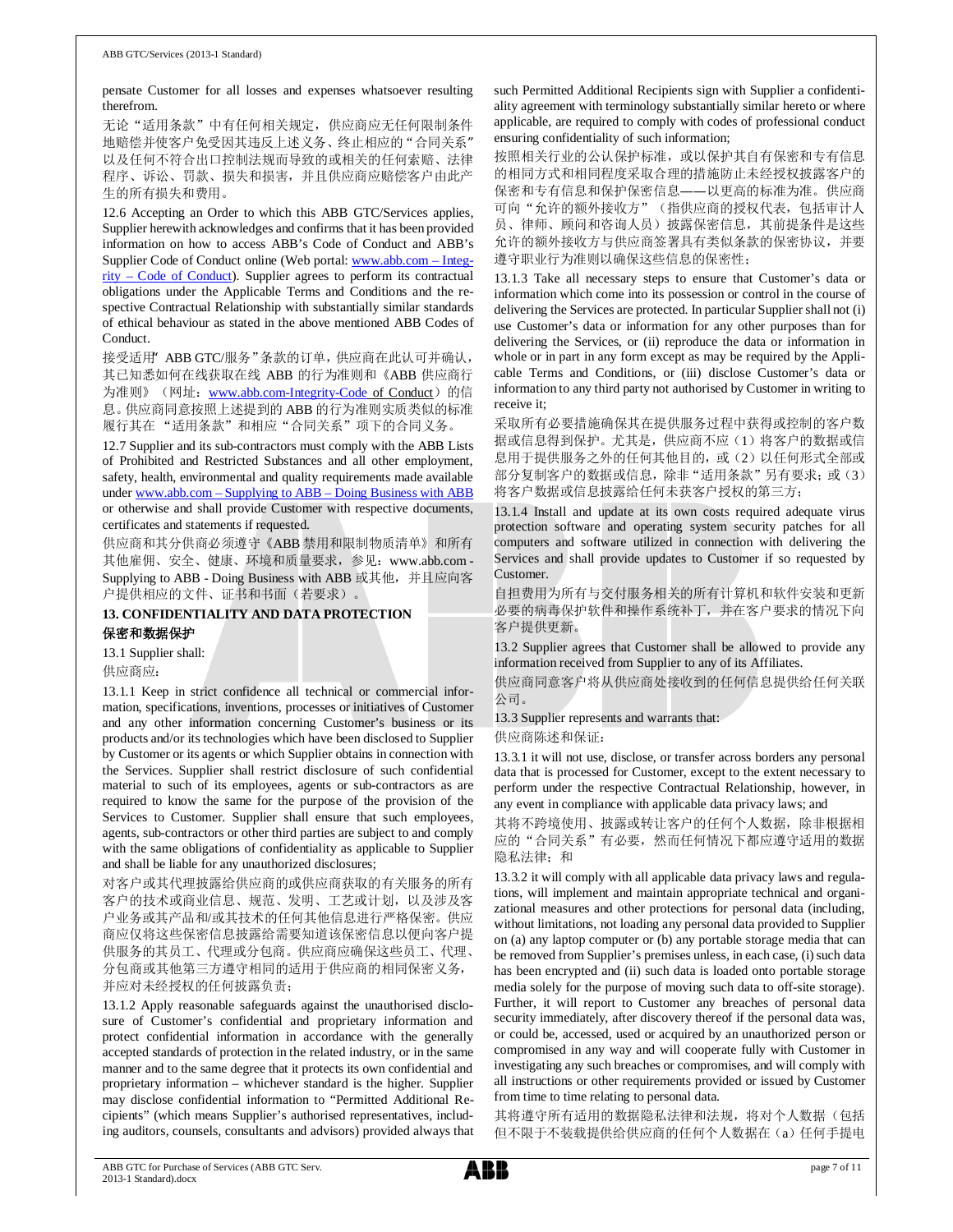pensate Customer for all losses and expenses whatsoever resulting therefrom.

无论"适用条款"中有任何相关规定，供应商应无任何限制条件地赔偿并使客户免受因其违反上述义务、终止相应的"合同关系"以及任何不符合出口控制法规而导致的或相关的任何索赔、法律程序、诉讼、罚款、损失和损害，并且供应商应赔偿客户由此产生的所有损失和费用。

12.6 Accepting an Order to which this ABB GTC/Services applies, Supplier herewith acknowledges and confirms that it has been provided information on how to access ABB's Code of Conduct and ABB's Supplier Code of Conduct online (Web portal: www.abb.com – Integrity – Code of Conduct). Supplier agrees to perform its contractual obligations under the Applicable Terms and Conditions and the respective Contractual Relationship with substantially similar standards of ethical behaviour as stated in the above mentioned ABB Codes of Conduct.

接受适用"ABB GTC/服务"条款的订单，供应商在此认可并确认，其已知悉如何在线获取在线 ABB 的行为准则和《ABB 供应商行为准则》（网址：www.abb.com-Integrity-Code of Conduct）的信息。供应商同意按照上述提到的 ABB 的行为准则实质类似的标准履行其在 "适用条款"和相应"合同关系"项下的合同义务。

12.7 Supplier and its sub-contractors must comply with the ABB Lists of Prohibited and Restricted Substances and all other employment, safety, health, environmental and quality requirements made available under www.abb.com – Supplying to ABB – Doing Business with ABB or otherwise and shall provide Customer with respective documents, certificates and statements if requested.

供应商和其分供商必须遵守《ABB 禁用和限制物质清单》和所有其他雇佣、安全、健康、环境和质量要求，参见：www.abb.com - Supplying to ABB - Doing Business with ABB 或其他，并且应向客户提供相应的文件、证书和书面（若要求）。

## 13. CONFIDENTIALITY AND DATA PROTECTION 保密和数据保护

13.1 Supplier shall:

供应商应：

13.1.1 Keep in strict confidence all technical or commercial information, specifications, inventions, processes or initiatives of Customer and any other information concerning Customer's business or its products and/or its technologies which have been disclosed to Supplier by Customer or its agents or which Supplier obtains in connection with the Services. Supplier shall restrict disclosure of such confidential material to such of its employees, agents or sub-contractors as are required to know the same for the purpose of the provision of the Services to Customer. Supplier shall ensure that such employees, agents, sub-contractors or other third parties are subject to and comply with the same obligations of confidentiality as applicable to Supplier and shall be liable for any unauthorized disclosures;

对客户或其代理披露给供应商的或供应商获取的有关服务的所有客户的技术或商业信息、规范、发明、工艺或计划，以及涉及客户业务或其产品和/或其技术的任何其他信息进行严格保密。供应商应仅将这些保密信息披露给需要知道该保密信息以便向客户提供服务的其员工、代理或分包商。供应商应确保这些员工、代理、分包商或其他第三方遵守相同的适用于供应商的相同保密义务，并应对未经授权的任何披露负责；

13.1.2 Apply reasonable safeguards against the unauthorised disclosure of Customer's confidential and proprietary information and protect confidential information in accordance with the generally accepted standards of protection in the related industry, or in the same manner and to the same degree that it protects its own confidential and proprietary information – whichever standard is the higher. Supplier may disclose confidential information to "Permitted Additional Recipients" (which means Supplier's authorised representatives, including auditors, counsels, consultants and advisors) provided always that such Permitted Additional Recipients sign with Supplier a confidentiality agreement with terminology substantially similar hereto or where applicable, are required to comply with codes of professional conduct ensuring confidentiality of such information;

按照相关行业的公认保护标准，或以保护其自有保密和专有信息的相同方式和相同程度采取合理的措施防止未经授权披露客户的保密和专有信息和保护保密信息——以更高的标准为准。供应商可向"允许的额外接收方"（指供应商的授权代表，包括审计人员、律师、顾问和咨询人员）披露保密信息，其前提条件是这些允许的额外接收方与供应商签署具有类似条款的保密协议，并要遵守职业行为准则以确保这些信息的保密性；

13.1.3 Take all necessary steps to ensure that Customer's data or information which come into its possession or control in the course of delivering the Services are protected. In particular Supplier shall not (i) use Customer's data or information for any other purposes than for delivering the Services, or (ii) reproduce the data or information in whole or in part in any form except as may be required by the Applicable Terms and Conditions, or (iii) disclose Customer's data or information to any third party not authorised by Customer in writing to receive it;

采取所有必要措施确保其在提供服务过程中获得或控制的客户数据或信息得到保护。尤其是，供应商不应（1）将客户的数据或信息用于提供服务之外的任何其他目的，或（2）以任何形式全部或部分复制客户的数据或信息，除非"适用条款"另有要求；或（3）将客户数据或信息披露给任何未获客户授权的第三方；

13.1.4 Install and update at its own costs required adequate virus protection software and operating system security patches for all computers and software utilized in connection with delivering the Services and shall provide updates to Customer if so requested by Customer.

自担费用为所有与交付服务相关的所有计算机和软件安装和更新必要的病毒保护软件和操作系统补丁，并在客户要求的情况下向客户提供更新。

13.2 Supplier agrees that Customer shall be allowed to provide any information received from Supplier to any of its Affiliates.

供应商同意客户将从供应商处接收到的任何信息提供给任何关联公司。

13.3 Supplier represents and warrants that:

供应商陈述和保证：

13.3.1 it will not use, disclose, or transfer across borders any personal data that is processed for Customer, except to the extent necessary to perform under the respective Contractual Relationship, however, in any event in compliance with applicable data privacy laws; and

其将不跨境使用、披露或转让客户的任何个人数据，除非根据相应的"合同关系"有必要，然而任何情况下都应遵守适用的数据隐私法律；和

13.3.2 it will comply with all applicable data privacy laws and regulations, will implement and maintain appropriate technical and organizational measures and other protections for personal data (including, without limitations, not loading any personal data provided to Supplier on (a) any laptop computer or (b) any portable storage media that can be removed from Supplier's premises unless, in each case, (i) such data has been encrypted and (ii) such data is loaded onto portable storage media solely for the purpose of moving such data to off-site storage). Further, it will report to Customer any breaches of personal data security immediately, after discovery thereof if the personal data was, or could be, accessed, used or acquired by an unauthorized person or compromised in any way and will cooperate fully with Customer in investigating any such breaches or compromises, and will comply with all instructions or other requirements provided or issued by Customer from time to time relating to personal data.

其将遵守所有适用的数据隐私法律和法规，将对个人数据（包括但不限于不装载提供给供应商的任何个人数据在（a）任何手提电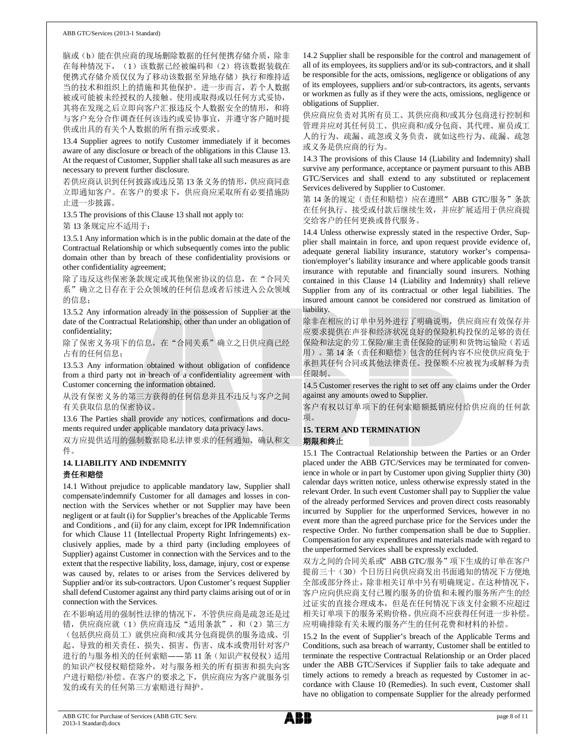脑或（b）能在供应商的现场删除数据的任何便携存储介质，除非在每种情况下，（1）该数据已经被编码和（2）将该数据装载在便携式存储介质仅仅为了移动该数据至异地存储）执行和维持适当的技术和组织上的措施和其他保护。进一步而言，若个人数据被或可能被未经授权的人接触、使用或取得或以任何方式妥协，其将在发现之后立即向客户汇报违反个人数据安全的情形，和将与客户充分合作调查任何该违约或妥协事宜，并遵守客户随时提供或出具的有关个人数据的所有指示或要求。

13.4 Supplier agrees to notify Customer immediately if it becomes aware of any disclosure or breach of the obligations in this Clause 13. At the request of Customer, Supplier shall take all such measures as are necessary to prevent further disclosure.

若供应商认识到任何披露或违反第13条义务的情形，供应商同意立即通知客户。在客户的要求下，供应商应采取所有必要措施防止进一步披露。

13.5 The provisions of this Clause 13 shall not apply to:

第13条规定应不适用于：

13.5.1 Any information which is in the public domain at the date of the Contractual Relationship or which subsequently comes into the public domain other than by breach of these confidentiality provisions or other confidentiality agreement;

除了违反这些保密条款规定或其他保密协议的信息，在"合同关系"确立之日存在于公众领域的任何信息或者后续进入公众领域的信息；

13.5.2 Any information already in the possession of Supplier at the date of the Contractual Relationship, other than under an obligation of confidentiality;

除了保密义务项下的信息，在"合同关系"确立之日供应商已经占有的任何信息；

13.5.3 Any information obtained without obligation of confidence from a third party not in breach of a confidentiality agreement with Customer concerning the information obtained.

从没有保密义务的第三方获得的任何信息并且不违反与客户之间有关获取信息的保密协议。

13.6 The Parties shall provide any notices, confirmations and documents required under applicable mandatory data privacy laws.

双方应提供适用的强制数据隐私法律要求的任何通知、确认和文件。

## 14. LIABILITY AND INDEMNITY

## 责任和赔偿

14.1 Without prejudice to applicable mandatory law, Supplier shall compensate/indemnify Customer for all damages and losses in connection with the Services whether or not Supplier may have been negligent or at fault (i) for Supplier's breaches of the Applicable Terms and Conditions , and (ii) for any claim, except for IPR Indemnification for which Clause 11 (Intellectual Property Right Infringements) exclusively applies, made by a third party (including employees of Supplier) against Customer in connection with the Services and to the extent that the respective liability, loss, damage, injury, cost or expense was caused by, relates to or arises from the Services delivered by Supplier and/or its sub-contractors. Upon Customer's request Supplier shall defend Customer against any third party claims arising out of or in connection with the Services.

在不影响适用的强制性法律的情况下，不管供应商是疏忽还是过错，供应商应就（1）供应商违反"适用条款"，和（2）第三方（包括供应商员工）就供应商和/或其分包商提供的服务造成、引起、导致的相关责任、损失、损害、伤害、成本或费用针对客户进行的与服务相关的任何索赔——第11条（知识产权侵权）适用的知识产权侵权赔偿除外，对与服务相关的所有损害和损失向客户进行赔偿/补偿。在客户的要求之下，供应商应为客户就服务引发的或有关的任何第三方索赔进行辩护。

14.2 Supplier shall be responsible for the control and management of all of its employees, its suppliers and/or its sub-contractors, and it shall be responsible for the acts, omissions, negligence or obligations of any of its employees, suppliers and/or sub-contractors, its agents, servants or workmen as fully as if they were the acts, omissions, negligence or obligations of Supplier.

供应商应负责对其所有员工、其供应商和/或其分包商进行控制和管理并应对其任何员工、供应商和/或分包商、其代理、雇员或工人的行为、疏漏、疏忽或义务负责，就如这些行为、疏漏、疏忽或义务是供应商的行为。

14.3 The provisions of this Clause 14 (Liability and Indemnity) shall survive any performance, acceptance or payment pursuant to this ABB GTC/Services and shall extend to any substituted or replacement Services delivered by Supplier to Customer.

第14条的规定（责任和赔偿）应在遵照"ABB GTC/服务"条款在任何执行、接受或付款后继续生效，并应扩展适用于供应商提交给客户的任何更换或替代服务。

14.4 Unless otherwise expressly stated in the respective Order, Supplier shall maintain in force, and upon request provide evidence of, adequate general liability insurance, statutory worker's compensation/employer's liability insurance and where applicable goods transit insurance with reputable and financially sound insurers. Nothing contained in this Clause 14 (Liability and Indemnity) shall relieve Supplier from any of its contractual or other legal liabilities. The insured amount cannot be considered nor construed as limitation of liability.

除非在相应的订单中另外进行了明确说明，供应商应有效保存并应要求提供在声誉和经济状况良好的保险机构投保的足够的责任保险和法定的劳工保险/雇主责任保险的证明和货物运输险（若适用）。第14条（责任和赔偿）包含的任何内容不应使供应商免于承担其任何合同或其他法律责任。投保额不应被视为或解释为责任限制。

14.5 Customer reserves the right to set off any claims under the Order against any amounts owed to Supplier.

客户有权以订单项下的任何索赔额抵销应付给供应商的任何款项。

## 15. TERM AND TERMINATION

## 期限和终止

15.1 The Contractual Relationship between the Parties or an Order placed under the ABB GTC/Services may be terminated for convenience in whole or in part by Customer upon giving Supplier thirty (30) calendar days written notice, unless otherwise expressly stated in the relevant Order. In such event Customer shall pay to Supplier the value of the already performed Services and proven direct costs reasonably incurred by Supplier for the unperformed Services, however in no event more than the agreed purchase price for the Services under the respective Order. No further compensation shall be due to Supplier. Compensation for any expenditures and materials made with regard to the unperformed Services shall be expressly excluded.

双方之间的合同关系或"ABB GTC/服务"项下生成的订单在客户提前三十（30）个日历日向供应商发出书面通知的情况下方便地全部或部分终止，除非相关订单中另有明确规定。在这种情况下，客户应向供应商支付已履约服务的价值和未履约服务所产生的经过证实的直接合理成本，但是在任何情况下该支付金额不应超过相关订单项下的服务采购价格。供应商不应获得任何进一步补偿。应明确排除有关未履约服务产生的任何花费和材料的补偿。

15.2 In the event of Supplier's breach of the Applicable Terms and Conditions, such asa breach of warranty, Customer shall be entitled to terminate the respective Contractual Relationship or an Order placed under the ABB GTC/Services if Supplier fails to take adequate and timely actions to remedy a breach as requested by Customer in accordance with Clause 10 (Remedies). In such event, Customer shall have no obligation to compensate Supplier for the already performed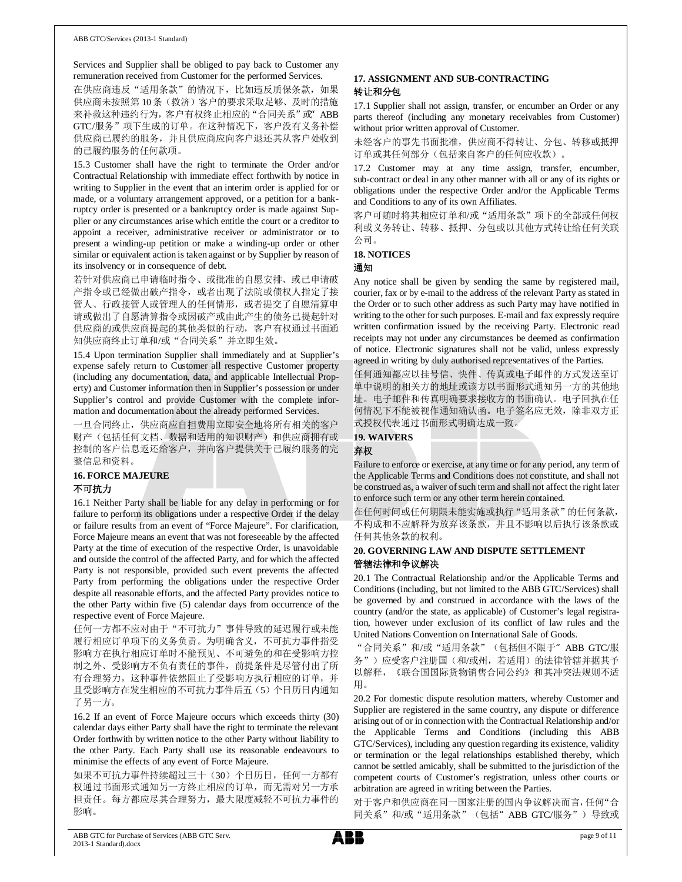Services and Supplier shall be obliged to pay back to Customer any remuneration received from Customer for the performed Services.

在供应商违反“适用条款”的情况下，比如违反质保条款，如果供应商未按照第10条（救济）客户的要求采取足够、及时的措施来补救这种违约行为，客户有权终止相应的“合同关系”或“ABB GTC/服务”项下生成的订单。在这种情况下，客户没有义务补偿供应商已履约的服务，并且供应商应向客户退还其从客户处收到的已履约服务的任何款项。

15.3 Customer shall have the right to terminate the Order and/or Contractual Relationship with immediate effect forthwith by notice in writing to Supplier in the event that an interim order is applied for or made, or a voluntary arrangement approved, or a petition for a bankruptcy order is presented or a bankruptcy order is made against Supplier or any circumstances arise which entitle the court or a creditor to appoint a receiver, administrative receiver or administrator or to present a winding-up petition or make a winding-up order or other similar or equivalent action is taken against or by Supplier by reason of its insolvency or in consequence of debt.

若针对供应商已申请临时指令、或批准的自愿安排、或已申请破产指令或已经做出破产指令，或者出现了法院或债权人指定了接管人、行政接管人或管理人的任何情形，或者提交了自愿清算申请或做出了自愿清算指令或因破产或由此产生的债务已提起针对供应商的或供应商提起的其他类似的行动，客户有权通过书面通知供应商终止订单和/或“合同关系”并立即生效。

15.4 Upon termination Supplier shall immediately and at Supplier's expense safely return to Customer all respective Customer property (including any documentation, data, and applicable Intellectual Property) and Customer information then in Supplier's possession or under Supplier's control and provide Customer with the complete information and documentation about the already performed Services.

一旦合同终止，供应商应自担费用立即安全地将所有相关的客户财产（包括任何文档、数据和适用的知识财产）和供应商拥有或控制的客户信息返还给客户，并向客户提供关于已履约服务的完整信息和资料。

## 16. FORCE MAJEURE
## 不可抗力

16.1 Neither Party shall be liable for any delay in performing or for failure to perform its obligations under a respective Order if the delay or failure results from an event of "Force Majeure". For clarification, Force Majeure means an event that was not foreseeable by the affected Party at the time of execution of the respective Order, is unavoidable and outside the control of the affected Party, and for which the affected Party is not responsible, provided such event prevents the affected Party from performing the obligations under the respective Order despite all reasonable efforts, and the affected Party provides notice to the other Party within five (5) calendar days from occurrence of the respective event of Force Majeure.

任何一方都不应对由于“不可抗力”事件导致的延迟履行或未能履行相应订单项下的义务负责。为明确含义，不可抗力事件指受影响方在执行相应订单时不能预见、不可避免的和在受影响方控制之外、受影响方不负有责任的事件，前提条件是尽管付出了所有合理努力，这种事件依然阻止了受影响方执行相应的订单，并且受影响方在发生相应的不可抗力事件后五（5）个日历日内通知了另一方。

16.2 If an event of Force Majeure occurs which exceeds thirty (30) calendar days either Party shall have the right to terminate the relevant Order forthwith by written notice to the other Party without liability to the other Party. Each Party shall use its reasonable endeavours to minimise the effects of any event of Force Majeure.

如果不可抗力事件持续超过三十（30）个日历日，任何一方都有权通过书面形式通知另一方终止相应的订单，而无需对另一方承担责任。每方都应尽其合理努力，最大限度减轻不可抗力事件的影响。

## 17. ASSIGNMENT AND SUB-CONTRACTING
## 转让和分包

17.1 Supplier shall not assign, transfer, or encumber an Order or any parts thereof (including any monetary receivables from Customer) without prior written approval of Customer.

未经客户的事先书面批准，供应商不得转让、分包、转移或抵押订单或其任何部分（包括来自客户的任何应收款）。

17.2 Customer may at any time assign, transfer, encumber, sub-contract or deal in any other manner with all or any of its rights or obligations under the respective Order and/or the Applicable Terms and Conditions to any of its own Affiliates.

客户可随时将其相应订单和/或“适用条款”项下的全部或任何权利或义务转让、转移、抵押、分包或以其他方式转让给任何关联公司。

## 18. NOTICES
## 通知

Any notice shall be given by sending the same by registered mail, courier, fax or by e-mail to the address of the relevant Party as stated in the Order or to such other address as such Party may have notified in writing to the other for such purposes. E-mail and fax expressly require written confirmation issued by the receiving Party. Electronic read receipts may not under any circumstances be deemed as confirmation of notice. Electronic signatures shall not be valid, unless expressly agreed in writing by duly authorised representatives of the Parties.

任何通知都应以挂号信、快件、传真或电子邮件的方式发送至订单中说明的相关方的地址或该方以书面形式通知另一方的其他地址。电子邮件和传真明确要求接收方的书面确认。电子回执在任何情况下不能被视作通知确认函。电子签名应无效，除非双方正式授权代表通过书面形式明确达成一致。

## 19. WAIVERS
## 弃权

Failure to enforce or exercise, at any time or for any period, any term of the Applicable Terms and Conditions does not constitute, and shall not be construed as, a waiver of such term and shall not affect the right later to enforce such term or any other term herein contained.

在任何时间或任何期限未能实施或执行“适用条款”的任何条款，不构成和不应解释为放弃该条款，并且不影响以后执行该条款或任何其他条款的权利。

## 20. GOVERNING LAW AND DISPUTE SETTLEMENT
## 管辖法律和争议解决

20.1 The Contractual Relationship and/or the Applicable Terms and Conditions (including, but not limited to the ABB GTC/Services) shall be governed by and construed in accordance with the laws of the country (and/or the state, as applicable) of Customer's legal registration, however under exclusion of its conflict of law rules and the United Nations Convention on International Sale of Goods.

“合同关系”和/或“适用条款”（包括但不限于“ABB GTC/服务”）应受客户注册国（和/或州，若适用）的法律管辖并据其予以解释，《联合国国际货物销售合同公约》和其冲突法规则不适用。

20.2 For domestic dispute resolution matters, whereby Customer and Supplier are registered in the same country, any dispute or difference arising out of or in connection with the Contractual Relationship and/or the Applicable Terms and Conditions (including this ABB GTC/Services), including any question regarding its existence, validity or termination or the legal relationships established thereby, which cannot be settled amicably, shall be submitted to the jurisdiction of the competent courts of Customer's registration, unless other courts or arbitration are agreed in writing between the Parties.

对于客户和供应商在同一国家注册的国内争议解决而言，任何“合同关系”和/或“适用条款”（包括“ABB GTC/服务”）导致或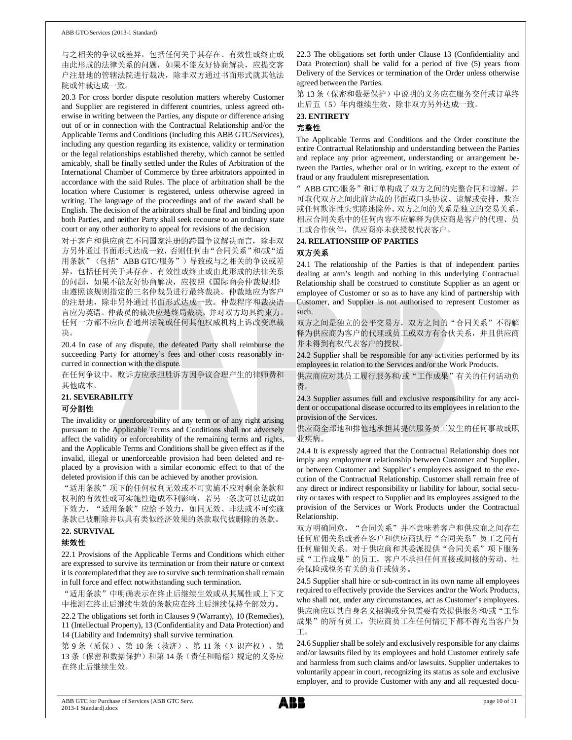与之相关的争议或差异，包括任何关于其存在、有效性或终止或由此形成的法律关系的问题，如果不能友好协商解决，应提交客户注册地的管辖法院进行裁决，除非双方通过书面形式就其他法院或仲裁达成一致。

20.3 For cross border dispute resolution matters whereby Customer and Supplier are registered in different countries, unless agreed otherwise in writing between the Parties, any dispute or difference arising out of or in connection with the Contractual Relationship and/or the Applicable Terms and Conditions (including this ABB GTC/Services), including any question regarding its existence, validity or termination or the legal relationships established thereby, which cannot be settled amicably, shall be finally settled under the Rules of Arbitration of the International Chamber of Commerce by three arbitrators appointed in accordance with the said Rules. The place of arbitration shall be the location where Customer is registered, unless otherwise agreed in writing. The language of the proceedings and of the award shall be English. The decision of the arbitrators shall be final and binding upon both Parties, and neither Party shall seek recourse to an ordinary state court or any other authority to appeal for revisions of the decision.

对于客户和供应商在不同国家注册的跨国争议解决而言，除非双方另外通过书面形式达成一致，否则任何由"合同关系"和/或"适用条款"（包括" ABB GTC/服务"）导致或与之相关的争议或差异，包括任何关于其存在、有效性或终止或由此形成的法律关系的问题，如果不能友好协商解决，应按照《国际商会仲裁规则》由遵照该规则指定的三名仲裁员进行最终裁决。仲裁地应为客户的注册地，除非另外通过书面形式达成一致。仲裁程序和裁决语言应为英语。仲裁员的裁决应是终局裁决，并对双方均具约束力。任何一方都不应向普通州法院或任何其他权威机构上诉改变原裁决。

20.4 In case of any dispute, the defeated Party shall reimburse the succeeding Party for attorney's fees and other costs reasonably incurred in connection with the dispute.

在任何争议中，败诉方应承担胜诉方因争议合理产生的律师费和其他成本。

## 21. SEVERABILITY

## 可分割性

The invalidity or unenforceability of any term or of any right arising pursuant to the Applicable Terms and Conditions shall not adversely affect the validity or enforceability of the remaining terms and rights, and the Applicable Terms and Conditions shall be given effect as if the invalid, illegal or unenforceable provision had been deleted and replaced by a provision with a similar economic effect to that of the deleted provision if this can be achieved by another provision.

"适用条款"项下的任何权利无效或不可实施不应对剩余条款和权利的有效性或可实施性造成不利影响，若另一条款可以达成如下效力，"适用条款"应给予效力，如同无效、非法或不可实施条款已被删除并以具有类似经济效果的条款取代被删除的条款。

## 22. SURVIVAL

## 续效性

22.1 Provisions of the Applicable Terms and Conditions which either are expressed to survive its termination or from their nature or context it is contemplated that they are to survive such termination shall remain in full force and effect notwithstanding such termination.

"适用条款"中明确表示在终止后继续生效或从其属性或上下文中推测在终止后继续生效的条款应在终止后继续保持全部效力。

22.2 The obligations set forth in Clauses 9 (Warranty), 10 (Remedies), 11 (Intellectual Property), 13 (Confidentiality and Data Protection) and 14 (Liability and Indemnity) shall survive termination.

第 9 条（质保）、第 10 条（救济）、第 11 条（知识产权）、第 13 条（保密和数据保护）和第 14 条（责任和赔偿）规定的义务应在终止后继续生效。

22.3 The obligations set forth under Clause 13 (Confidentiality and Data Protection) shall be valid for a period of five (5) years from Delivery of the Services or termination of the Order unless otherwise agreed between the Parties.

第 13 条（保密和数据保护）中说明的义务应在服务交付或订单终止后五（5）年内继续生效，除非双方另外达成一致。

## 23. ENTIRETY

## 完整性

The Applicable Terms and Conditions and the Order constitute the entire Contractual Relationship and understanding between the Parties and replace any prior agreement, understanding or arrangement between the Parties, whether oral or in writing, except to the extent of fraud or any fraudulent misrepresentation.

" ABB GTC/服务"和订单构成了双方之间的完整合同和谅解，并可取代双方之间此前达成的书面或口头协议、谅解或安排，欺诈或任何欺诈性失实陈述除外。双方之间的关系是独立的交易关系，相应合同关系中的任何内容不应解释为供应商是客户的代理、员工或合作伙伴，供应商亦未获授权代表客户。

## 24. RELATIONSHIP OF PARTIES

## 双方关系

24.1 The relationship of the Parties is that of independent parties dealing at arm's length and nothing in this underlying Contractual Relationship shall be construed to constitute Supplier as an agent or employee of Customer or so as to have any kind of partnership with Customer, and Supplier is not authorised to represent Customer as such.

双方之间是独立的公平交易方，双方之间的"合同关系"不得解释为供应商为客户的代理或员工或双方有合伙关系，并且供应商并未得到有权代表客户的授权。

24.2 Supplier shall be responsible for any activities performed by its employees in relation to the Services and/or the Work Products.

供应商应对其员工履行服务和/或"工作成果"有关的任何活动负责。

24.3 Supplier assumes full and exclusive responsibility for any accident or occupational disease occurred to its employees in relation to the provision of the Services.

供应商全部地和排他地承担其提供服务员工发生的任何事故或职业疾病。

24.4 It is expressly agreed that the Contractual Relationship does not imply any employment relationship between Customer and Supplier, or between Customer and Supplier's employees assigned to the execution of the Contractual Relationship. Customer shall remain free of any direct or indirect responsibility or liability for labour, social security or taxes with respect to Supplier and its employees assigned to the provision of the Services or Work Products under the Contractual Relationship.

双方明确同意，"合同关系"并不意味着客户和供应商之间存在任何雇佣关系或者在客户和供应商执行"合同关系"员工之间有任何雇佣关系。对于供应商和其委派提供"合同关系"项下服务或"工作成果"的员工，客户不承担任何直接或间接的劳动、社会保险或税务有关的责任或债务。

24.5 Supplier shall hire or sub-contract in its own name all employees required to effectively provide the Services and/or the Work Products, who shall not, under any circumstances, act as Customer's employees.

供应商应以其自身名义招聘或分包需要有效提供服务和/或"工作成果"的所有员工，供应商员工在任何情况下都不得充当客户员工。

24.6 Supplier shall be solely and exclusively responsible for any claims and/or lawsuits filed by its employees and hold Customer entirely safe and harmless from such claims and/or lawsuits. Supplier undertakes to voluntarily appear in court, recognizing its status as sole and exclusive employer, and to provide Customer with any and all requested docu-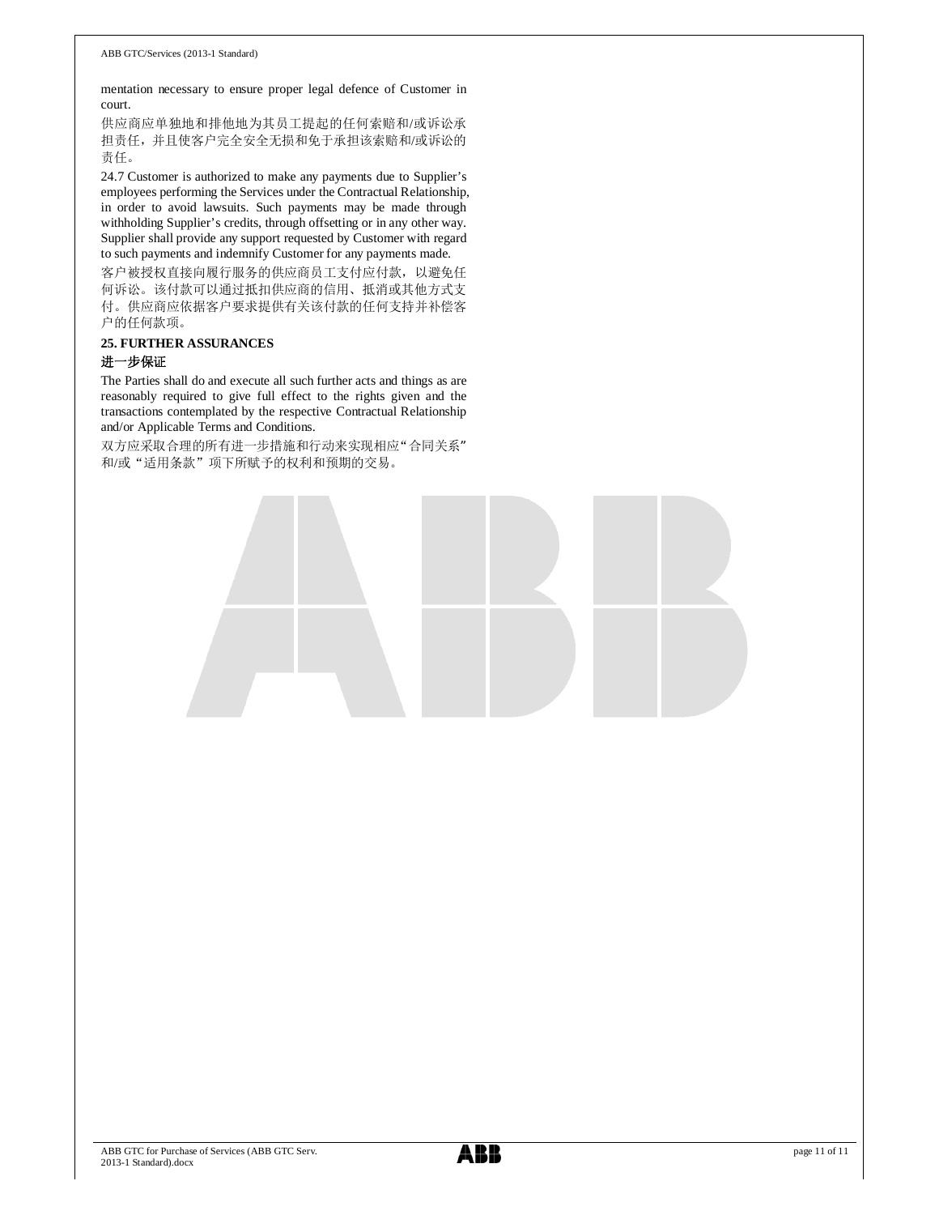mentation necessary to ensure proper legal defence of Customer in court.

供应商应单独地和排他地为其员工提起的任何索赔和/或诉讼承担责任，并且使客户完全安全无损和免于承担该索赔和/或诉讼的责任。

24.7 Customer is authorized to make any payments due to Supplier's employees performing the Services under the Contractual Relationship, in order to avoid lawsuits. Such payments may be made through withholding Supplier's credits, through offsetting or in any other way. Supplier shall provide any support requested by Customer with regard to such payments and indemnify Customer for any payments made.

客户被授权直接向履行服务的供应商员工支付应付款，以避免任何诉讼。该付款可以通过抵扣供应商的信用、抵消或其他方式支付。供应商应依据客户要求提供有关该付款的任何支持并补偿客户的任何款项。

**25. FURTHER ASSURANCES**

**进一步保证**

The Parties shall do and execute all such further acts and things as are reasonably required to give full effect to the rights given and the transactions contemplated by the respective Contractual Relationship and/or Applicable Terms and Conditions.

双方应采取合理的所有进一步措施和行动来实现相应"合同关系"和/或"适用条款"项下所赋予的权利和预期的交易。